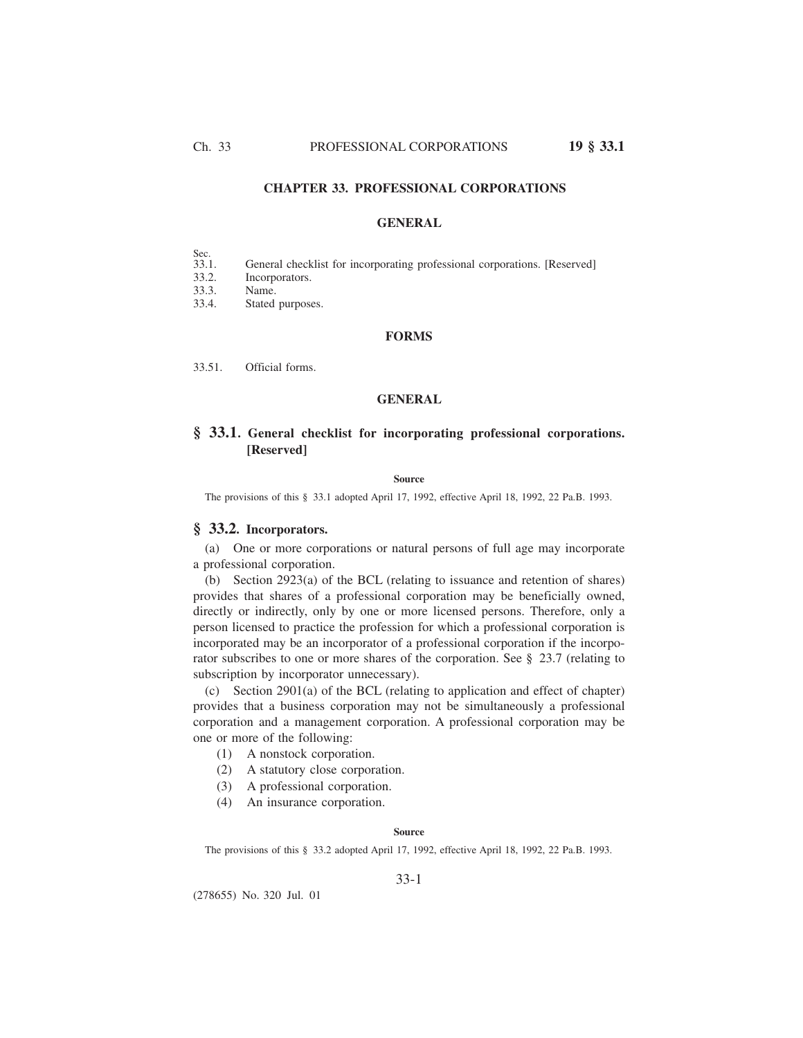# CHAPTER 33. PROFESSIONAL CORPORATIONS

## GENERAL

Sec.
33.1. General checklist for incorporating professional corporations. [Reserved]
33.2. Incorporators.
33.3. Name.
33.4. Stated purposes.

## FORMS

33.51. Official forms.

## GENERAL

### § 33.1. General checklist for incorporating professional corporations. [Reserved]

#### Source

The provisions of this § 33.1 adopted April 17, 1992, effective April 18, 1992, 22 Pa.B. 1993.

### § 33.2. Incorporators.

(a) One or more corporations or natural persons of full age may incorporate a professional corporation.

(b) Section 2923(a) of the BCL (relating to issuance and retention of shares) provides that shares of a professional corporation may be beneficially owned, directly or indirectly, only by one or more licensed persons. Therefore, only a person licensed to practice the profession for which a professional corporation is incorporated may be an incorporator of a professional corporation if the incorporator subscribes to one or more shares of the corporation. See § 23.7 (relating to subscription by incorporator unnecessary).

(c) Section 2901(a) of the BCL (relating to application and effect of chapter) provides that a business corporation may not be simultaneously a professional corporation and a management corporation. A professional corporation may be one or more of the following:

(1) A nonstock corporation.

(2) A statutory close corporation.

(3) A professional corporation.

(4) An insurance corporation.

#### Source

The provisions of this § 33.2 adopted April 17, 1992, effective April 18, 1992, 22 Pa.B. 1993.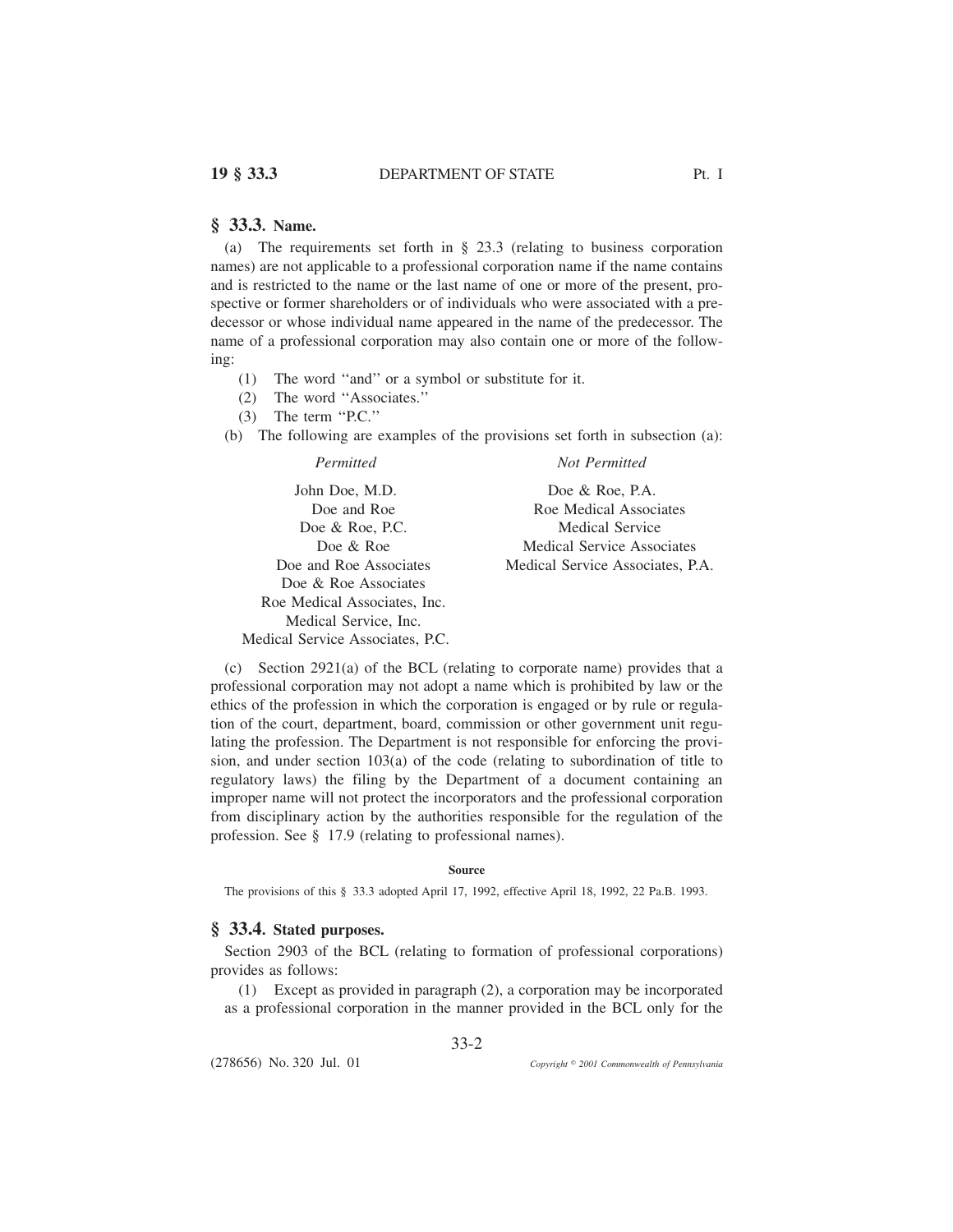## § 33.3. Name.

(a) The requirements set forth in § 23.3 (relating to business corporation names) are not applicable to a professional corporation name if the name contains and is restricted to the name or the last name of one or more of the present, prospective or former shareholders or of individuals who were associated with a predecessor or whose individual name appeared in the name of the predecessor. The name of a professional corporation may also contain one or more of the following:

(1) The word ''and'' or a symbol or substitute for it.

(2) The word ''Associates.''

(3) The term ''P.C.''

(b) The following are examples of the provisions set forth in subsection (a):

| *Permitted* | *Not Permitted* |
| --- | --- |
| John Doe, M.D. | Doe & Roe, P.A. |
| Doe and Roe | Roe Medical Associates |
| Doe & Roe, P.C. | Medical Service |
| Doe & Roe | Medical Service Associates |
| Doe and Roe Associates | Medical Service Associates, P.A. |
| Doe & Roe Associates | |
| Roe Medical Associates, Inc. | |
| Medical Service, Inc. | |
| Medical Service Associates, P.C. | |

(c) Section 2921(a) of the BCL (relating to corporate name) provides that a professional corporation may not adopt a name which is prohibited by law or the ethics of the profession in which the corporation is engaged or by rule or regulation of the court, department, board, commission or other government unit regulating the profession. The Department is not responsible for enforcing the provision, and under section 103(a) of the code (relating to subordination of title to regulatory laws) the filing by the Department of a document containing an improper name will not protect the incorporators and the professional corporation from disciplinary action by the authorities responsible for the regulation of the profession. See § 17.9 (relating to professional names).

**Source**

The provisions of this § 33.3 adopted April 17, 1992, effective April 18, 1992, 22 Pa.B. 1993.

## § 33.4. Stated purposes.

Section 2903 of the BCL (relating to formation of professional corporations) provides as follows:

(1) Except as provided in paragraph (2), a corporation may be incorporated as a professional corporation in the manner provided in the BCL only for the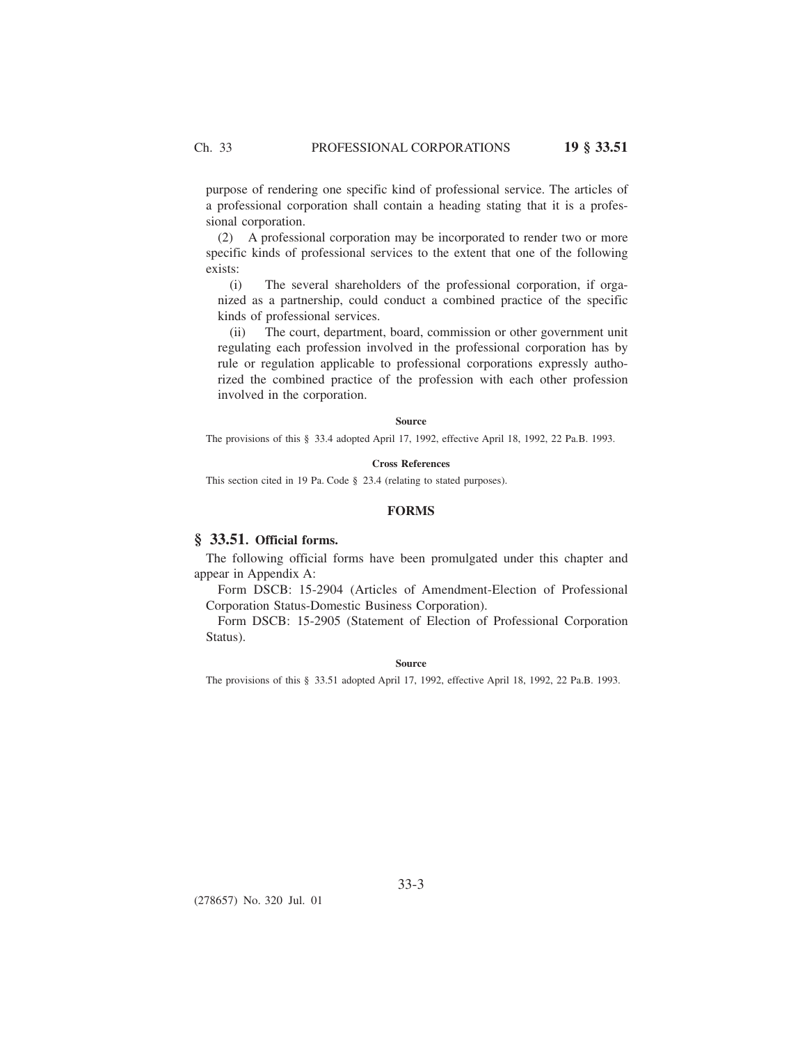purpose of rendering one specific kind of professional service. The articles of a professional corporation shall contain a heading stating that it is a professional corporation.

(2) A professional corporation may be incorporated to render two or more specific kinds of professional services to the extent that one of the following exists:

(i) The several shareholders of the professional corporation, if organized as a partnership, could conduct a combined practice of the specific kinds of professional services.

(ii) The court, department, board, commission or other government unit regulating each profession involved in the professional corporation has by rule or regulation applicable to professional corporations expressly authorized the combined practice of the profession with each other profession involved in the corporation.

**Source**

The provisions of this § 33.4 adopted April 17, 1992, effective April 18, 1992, 22 Pa.B. 1993.

**Cross References**

This section cited in 19 Pa. Code § 23.4 (relating to stated purposes).

## FORMS

### § 33.51. Official forms.

The following official forms have been promulgated under this chapter and appear in Appendix A:

Form DSCB: 15-2904 (Articles of Amendment-Election of Professional Corporation Status-Domestic Business Corporation).

Form DSCB: 15-2905 (Statement of Election of Professional Corporation Status).

**Source**

The provisions of this § 33.51 adopted April 17, 1992, effective April 18, 1992, 22 Pa.B. 1993.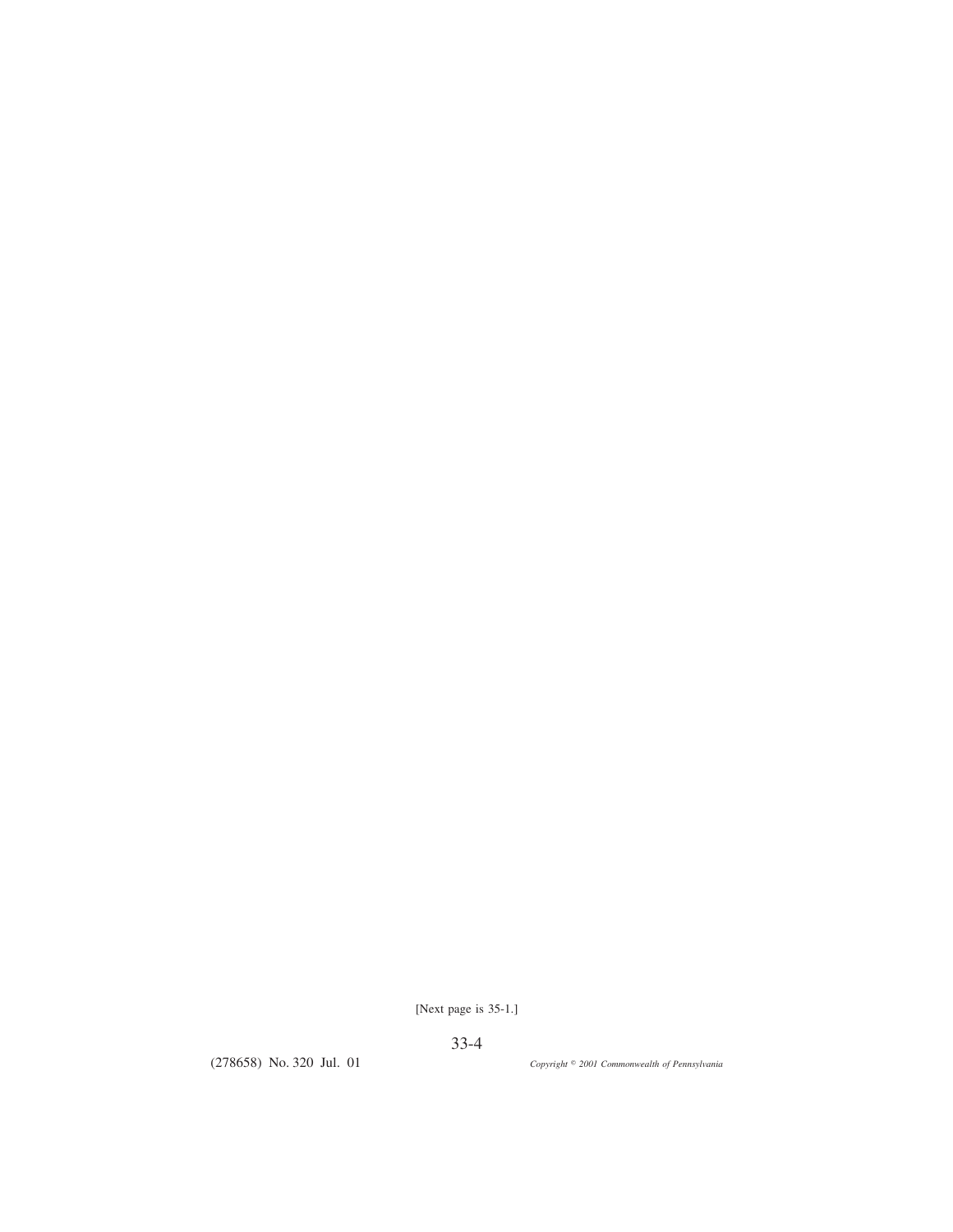[Next page is 35-1.]